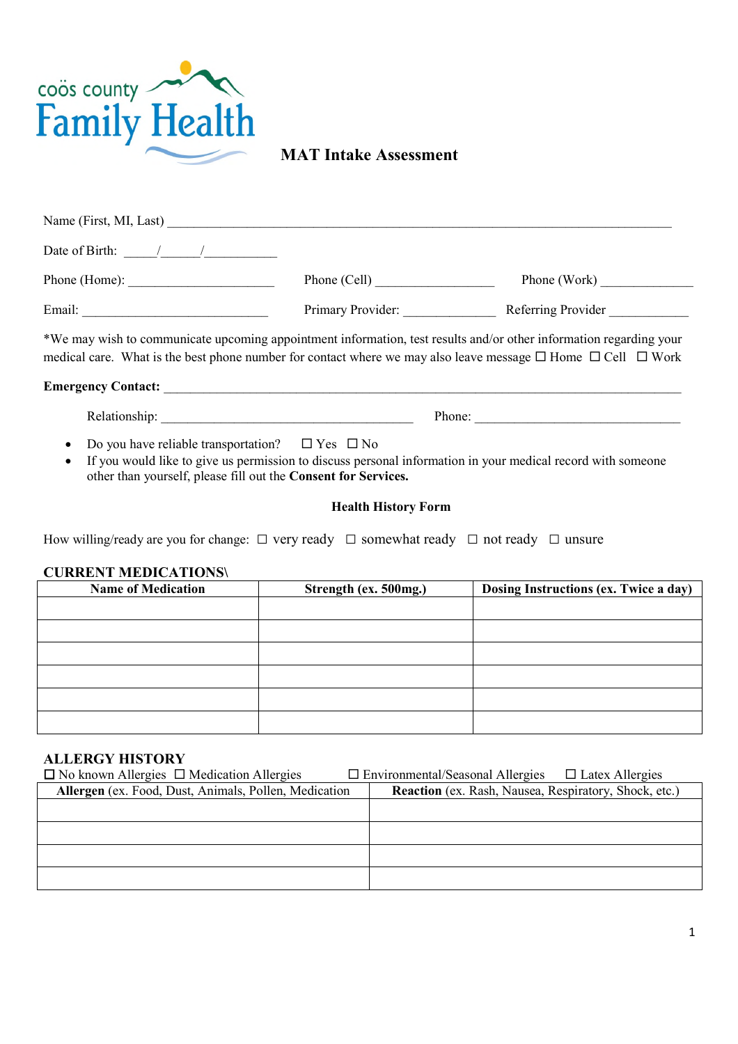coös county Family Health

# MAT Intake Assessment

Name (First, MI, Last) ______________________________________________________________________________

Date of Birth: _____/______/___________

Phone (Home): ______________________ Phone (Cell) __________________ Phone (Work) ______________

Email: ____________________________ Primary Provider: ______________ Referring Provider ____________

*We may wish to communicate upcoming appointment information, test results and/or other information regarding your medical care. What is the best phone number for contact where we may also leave message ☐ Home ☐ Cell ☐ Work

**Emergency Contact:** ______________________________________________________________________________

Relationship: ______________________________________ Phone: _______________________________

- Do you have reliable transportation? ☐ Yes ☐ No
- If you would like to give us permission to discuss personal information in your medical record with someone other than yourself, please fill out the **Consent for Services.**

**Health History Form**

How willing/ready are you for change: ☐ very ready ☐ somewhat ready ☐ not ready ☐ unsure

## CURRENT MEDICATIONS\

| Name of Medication | Strength (ex. 500mg.) | Dosing Instructions (ex. Twice a day) |
|---|---|---|
| | | |
| | | |
| | | |
| | | |
| | | |
| | | |

## ALLERGY HISTORY

☐ No known Allergies ☐ Medication Allergies ☐ Environmental/Seasonal Allergies ☐ Latex Allergies

| **Allergen** (ex. Food, Dust, Animals, Pollen, Medication | **Reaction** (ex. Rash, Nausea, Respiratory, Shock, etc.) |
|---|---|
| | |
| | |
| | |
| | |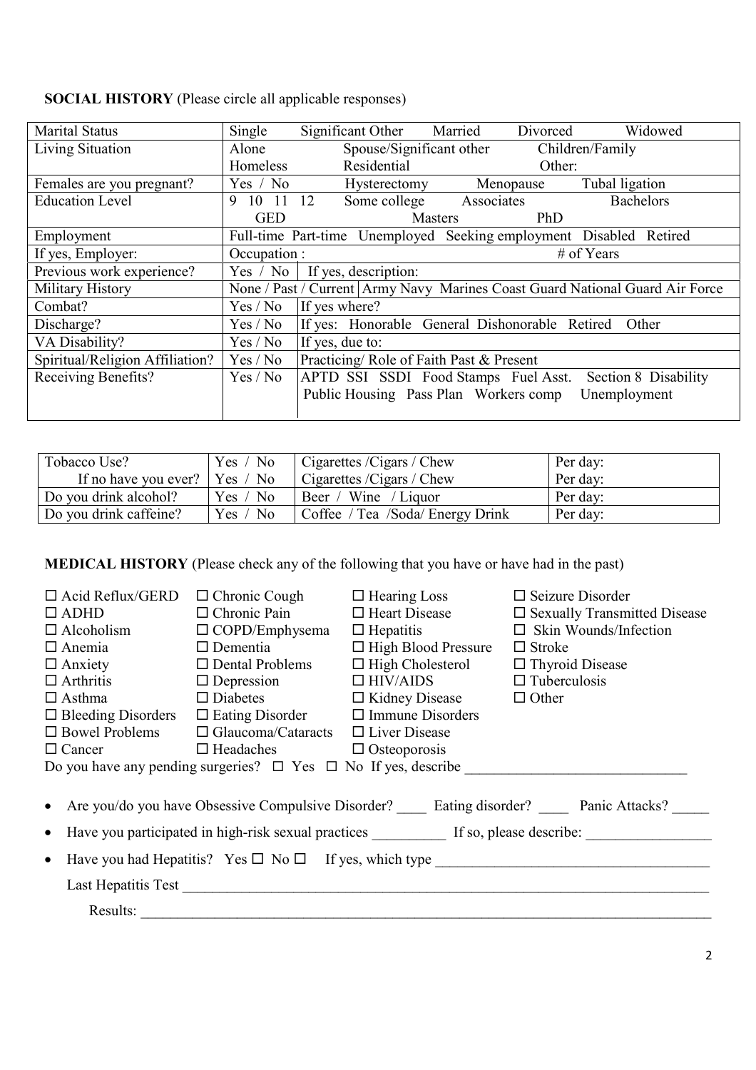**SOCIAL HISTORY** (Please circle all applicable responses)

| Marital Status | Single Significant Other Married Divorced Widowed | |
|---|---|---|
| Living Situation | Alone Spouse/Significant other Children/Family<br>Homeless Residential Other: | |
| Females are you pregnant? | Yes / No Hysterectomy Menopause Tubal ligation | |
| Education Level | 9 10 11 12 Some college Associates Bachelors<br>GED Masters PhD | |
| Employment | Full-time Part-time Unemployed Seeking employment Disabled Retired | |
| If yes, Employer: | Occupation : # of Years | |
| Previous work experience? | Yes / No | If yes, description: |
| Military History | None / Past / Current | Army Navy Marines Coast Guard National Guard Air Force |
| Combat? | Yes / No | If yes where? |
| Discharge? | Yes / No | If yes: Honorable General Dishonorable Retired Other |
| VA Disability? | Yes / No | If yes, due to: |
| Spiritual/Religion Affiliation? | Yes / No | Practicing/ Role of Faith Past & Present |
| Receiving Benefits? | Yes / No | APTD SSI SSDI Food Stamps Fuel Asst. Section 8 Disability<br>Public Housing Pass Plan Workers comp Unemployment |

| Tobacco Use? | Yes / No | Cigarettes /Cigars / Chew | Per day: |
|---|---|---|---|
| If no have you ever? | Yes / No | Cigarettes /Cigars / Chew | Per day: |
| Do you drink alcohol? | Yes / No | Beer / Wine / Liquor | Per day: |
| Do you drink caffeine? | Yes / No | Coffee / Tea /Soda/ Energy Drink | Per day: |

**MEDICAL HISTORY** (Please check any of the following that you have or have had in the past)

- ☐ Acid Reflux/GERD
- ☐ ADHD
- ☐ Alcoholism
- ☐ Anemia
- ☐ Anxiety
- ☐ Arthritis
- ☐ Asthma
- ☐ Bleeding Disorders
- ☐ Bowel Problems
- ☐ Cancer
- ☐ Chronic Cough
- ☐ Chronic Pain
- ☐ COPD/Emphysema
- ☐ Dementia
- ☐ Dental Problems
- ☐ Depression
- ☐ Diabetes
- ☐ Eating Disorder
- ☐ Glaucoma/Cataracts
- ☐ Headaches
- ☐ Hearing Loss
- ☐ Heart Disease
- ☐ Hepatitis
- ☐ High Blood Pressure
- ☐ High Cholesterol
- ☐ HIV/AIDS
- ☐ Kidney Disease
- ☐ Immune Disorders
- ☐ Liver Disease
- ☐ Osteoporosis
- ☐ Seizure Disorder
- ☐ Sexually Transmitted Disease
- ☐ Skin Wounds/Infection
- ☐ Stroke
- ☐ Thyroid Disease
- ☐ Tuberculosis
- ☐ Other

Do you have any pending surgeries? ☐ Yes ☐ No If yes, describe ______________________________

- Are you/do you have Obsessive Compulsive Disorder? ____ Eating disorder? ____ Panic Attacks? _____
- Have you participated in high-risk sexual practices __________ If so, please describe: _________________
- Have you had Hepatitis? Yes ☐ No ☐ If yes, which type ____________________________________

  Last Hepatitis Test ___________________________________________________________________________

  Results: ____________________________________________________________________________________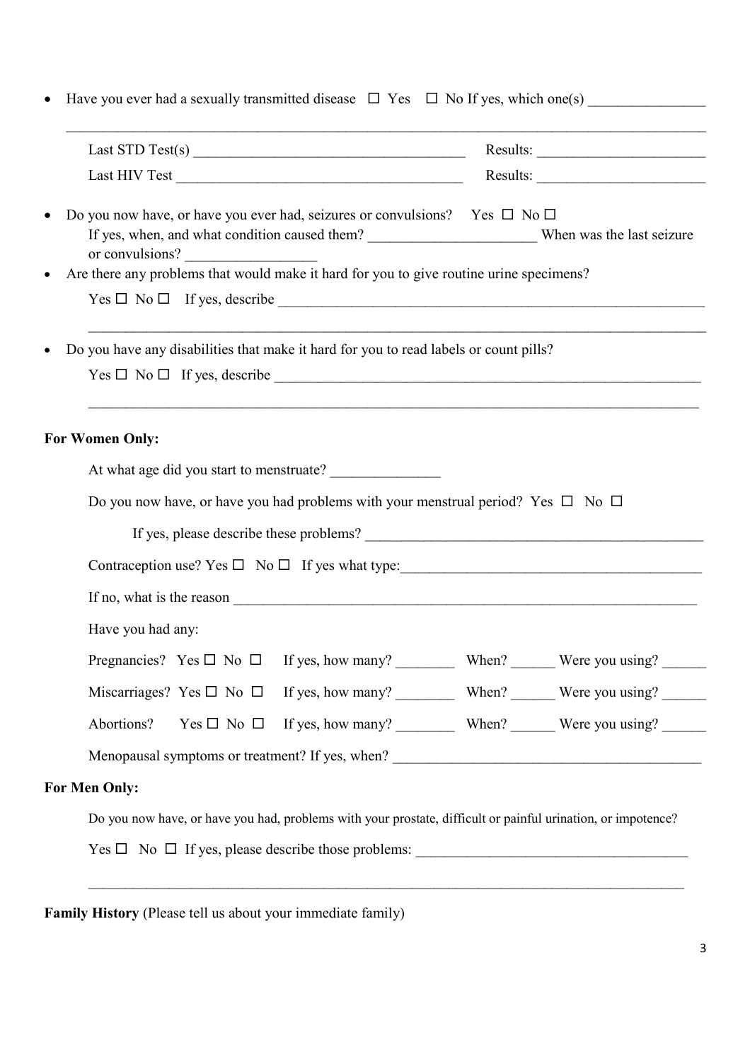- Have you ever had a sexually transmitted disease ☐ Yes ☐ No If yes, which one(s) ________________

______________________________________________________________________________________

  Last STD Test(s) ______________________________________ Results: _______________________

  Last HIV Test _________________________________________ Results: _______________________

- Do you now have, or have you ever had, seizures or convulsions? Yes ☐ No ☐
  If yes, when, and what condition caused them? _______________________ When was the last seizure or convulsions? __________________
- Are there any problems that would make it hard for you to give routine urine specimens?

  Yes ☐ No ☐ If yes, describe ____________________________________________________________

  ______________________________________________________________________________________

- Do you have any disabilities that make it hard for you to read labels or count pills?

  Yes ☐ No ☐ If yes, describe ____________________________________________________________

  ______________________________________________________________________________________

**For Women Only:**

At what age did you start to menstruate? _______________

Do you now have, or have you had problems with your menstrual period? Yes ☐ No ☐

If yes, please describe these problems? ________________________________________________

Contraception use? Yes ☐ No ☐ If yes what type:__________________________________________

If no, what is the reason _________________________________________________________________

Have you had any:

Pregnancies? Yes ☐ No ☐ If yes, how many? ________ When? ______ Were you using? ______

Miscarriages? Yes ☐ No ☐ If yes, how many? ________ When? ______ Were you using? ______

Abortions? Yes ☐ No ☐ If yes, how many? ________ When? ______ Were you using? ______

Menopausal symptoms or treatment? If yes, when? __________________________________________

**For Men Only:**

Do you now have, or have you had, problems with your prostate, difficult or painful urination, or impotence?

Yes ☐ No ☐ If yes, please describe those problems: _____________________________________

______________________________________________________________________________________

**Family History** (Please tell us about your immediate family)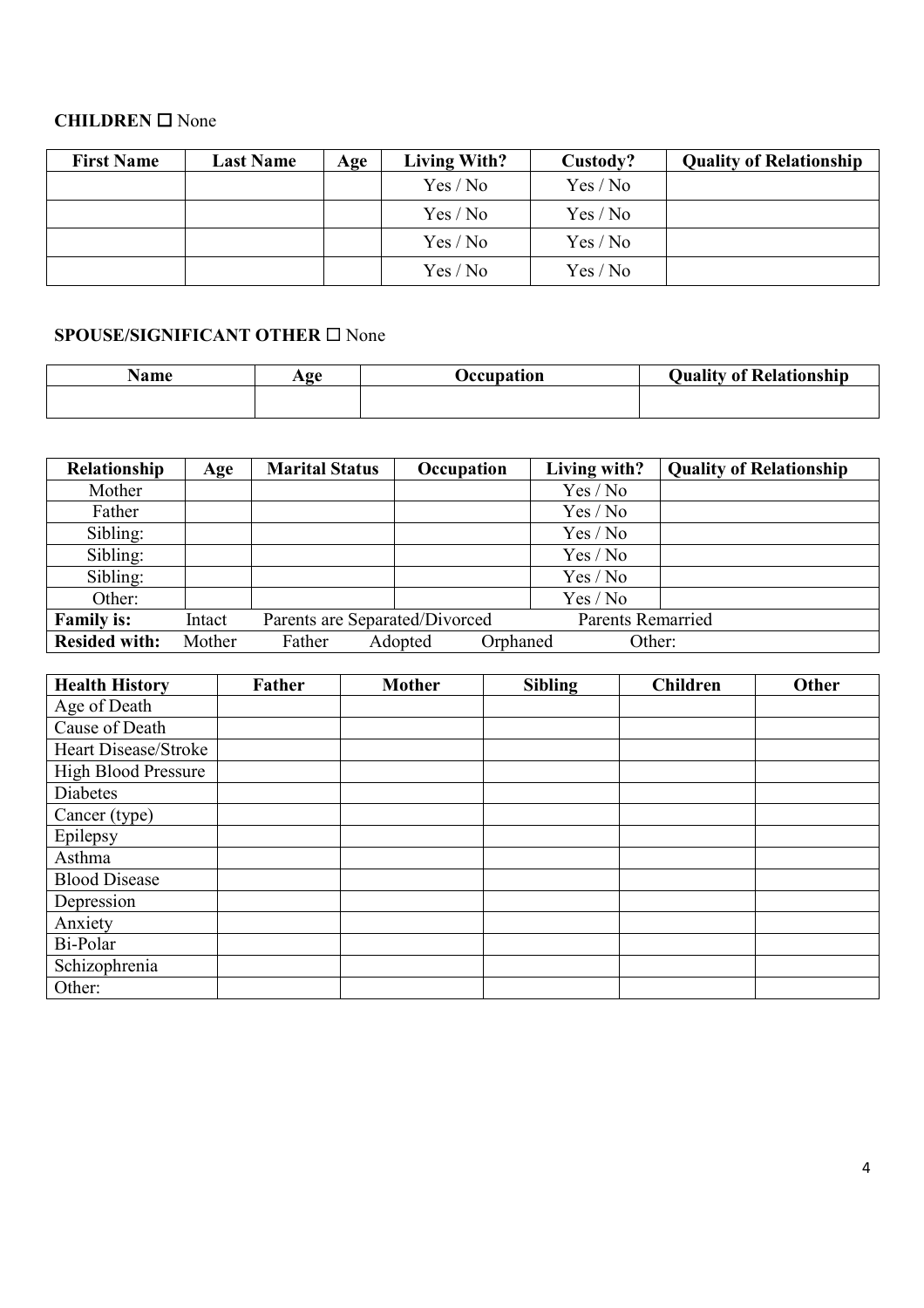**CHILDREN** ☐ None

| First Name | Last Name | Age | Living With? | Custody? | Quality of Relationship |
|---|---|---|---|---|---|
| | | | Yes / No | Yes / No | |
| | | | Yes / No | Yes / No | |
| | | | Yes / No | Yes / No | |
| | | | Yes / No | Yes / No | |

**SPOUSE/SIGNIFICANT OTHER** ☐ None

| Name | Age | Occupation | Quality of Relationship |
|---|---|---|---|
| | | | |

| Relationship | Age | Marital Status | Occupation | Living with? | Quality of Relationship |
|---|---|---|---|---|---|
| Mother | | | | Yes / No | |
| Father | | | | Yes / No | |
| Sibling: | | | | Yes / No | |
| Sibling: | | | | Yes / No | |
| Sibling: | | | | Yes / No | |
| Other: | | | | Yes / No | |
| **Family is:** | Intact | Parents are Separated/Divorced | | Parents Remarried | |
| **Resided with:** | Mother | Father | Adopted | Orphaned | Other: |

| Health History | Father | Mother | Sibling | Children | Other |
|---|---|---|---|---|---|
| Age of Death | | | | | |
| Cause of Death | | | | | |
| Heart Disease/Stroke | | | | | |
| High Blood Pressure | | | | | |
| Diabetes | | | | | |
| Cancer (type) | | | | | |
| Epilepsy | | | | | |
| Asthma | | | | | |
| Blood Disease | | | | | |
| Depression | | | | | |
| Anxiety | | | | | |
| Bi-Polar | | | | | |
| Schizophrenia | | | | | |
| Other: | | | | | |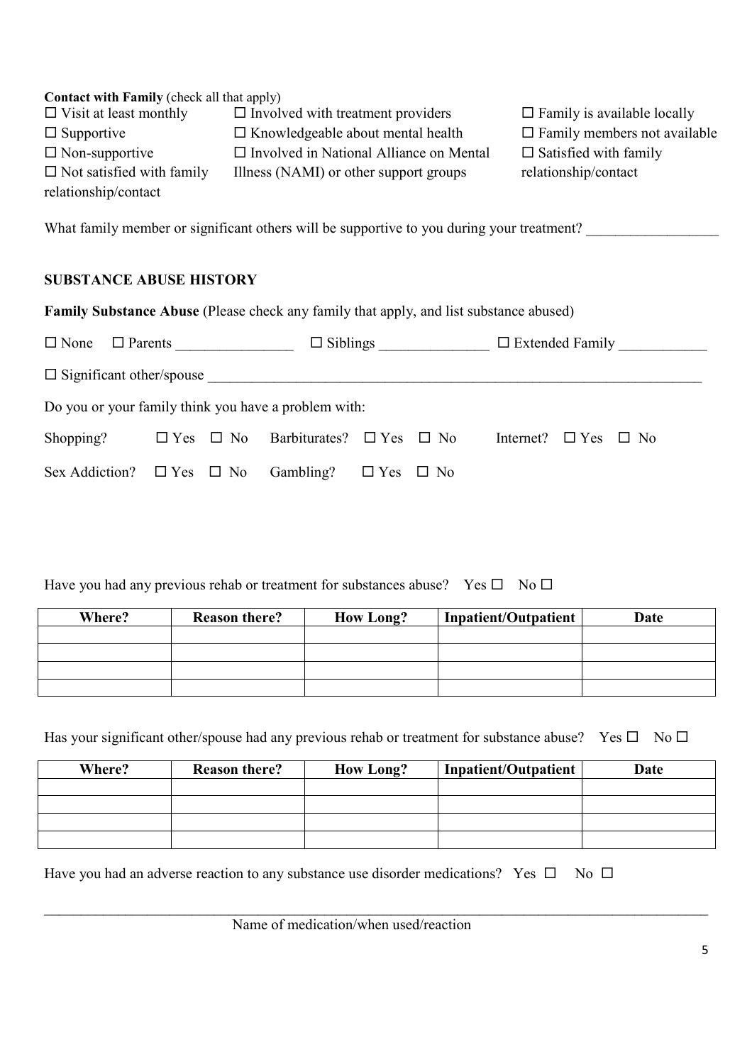**Contact with Family** (check all that apply)

☐ Visit at least monthly
☐ Supportive
☐ Non-supportive
☐ Not satisfied with family relationship/contact
☐ Involved with treatment providers
☐ Knowledgeable about mental health
☐ Involved in National Alliance on Mental Illness (NAMI) or other support groups
☐ Family is available locally
☐ Family members not available
☐ Satisfied with family relationship/contact

What family member or significant others will be supportive to you during your treatment? _________________

## SUBSTANCE ABUSE HISTORY

**Family Substance Abuse** (Please check any family that apply, and list substance abused)

☐ None ☐ Parents ________________ ☐ Siblings _______________ ☐ Extended Family ____________

☐ Significant other/spouse _____________________________________________________________________

Do you or your family think you have a problem with:

Shopping? ☐ Yes ☐ No Barbiturates? ☐ Yes ☐ No Internet? ☐ Yes ☐ No

Sex Addiction? ☐ Yes ☐ No Gambling? ☐ Yes ☐ No

Have you had any previous rehab or treatment for substances abuse? Yes ☐ No ☐

| Where? | Reason there? | How Long? | Inpatient/Outpatient | Date |
|---|---|---|---|---|
| | | | | |
| | | | | |
| | | | | |
| | | | | |

Has your significant other/spouse had any previous rehab or treatment for substance abuse? Yes ☐ No ☐

| Where? | Reason there? | How Long? | Inpatient/Outpatient | Date |
|---|---|---|---|---|
| | | | | |
| | | | | |
| | | | | |
| | | | | |

Have you had an adverse reaction to any substance use disorder medications? Yes ☐ No ☐

_____________________________________________________________________________________________

Name of medication/when used/reaction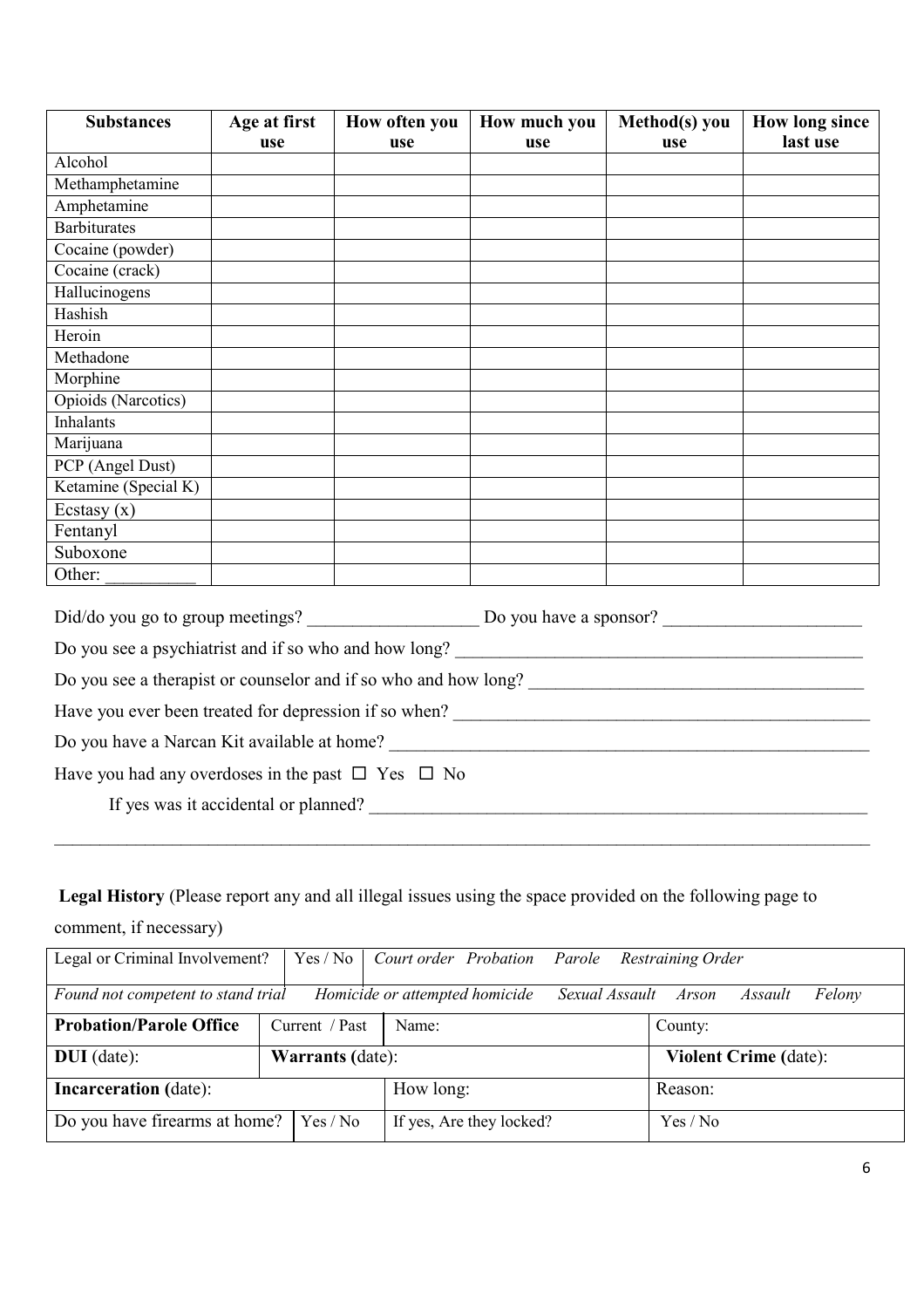| Substances | Age at first use | How often you use | How much you use | Method(s) you use | How long since last use |
|---|---|---|---|---|---|
| Alcohol | | | | | |
| Methamphetamine | | | | | |
| Amphetamine | | | | | |
| Barbiturates | | | | | |
| Cocaine (powder) | | | | | |
| Cocaine (crack) | | | | | |
| Hallucinogens | | | | | |
| Hashish | | | | | |
| Heroin | | | | | |
| Methadone | | | | | |
| Morphine | | | | | |
| Opioids (Narcotics) | | | | | |
| Inhalants | | | | | |
| Marijuana | | | | | |
| PCP (Angel Dust) | | | | | |
| Ketamine (Special K) | | | | | |
| Ecstasy (x) | | | | | |
| Fentanyl | | | | | |
| Suboxone | | | | | |
| Other: __________ | | | | | |

Did/do you go to group meetings? ___________________ Do you have a sponsor? ______________________

Do you see a psychiatrist and if so who and how long? ______________________________________________

Do you see a therapist or counselor and if so who and how long? _____________________________________

Have you ever been treated for depression if so when? _______________________________________________

Do you have a Narcan Kit available at home? _____________________________________________________

Have you had any overdoses in the past ☐ Yes ☐ No

If yes was it accidental or planned? ________________________________________________________

_____________________________________________________________________________________________

**Legal History** (Please report any and all illegal issues using the space provided on the following page to comment, if necessary)

| Legal or Criminal Involvement? | Yes / No | *Court order Probation Parole Restraining Order* | |
|---|---|---|---|
| *Found not competent to stand trial Homicide or attempted homicide Sexual Assault Arson Assault Felony* | | | |
| **Probation/Parole Office** | Current / Past | Name: | County: |
| **DUI** (date): | **Warrants (**date): | | **Violent Crime (**date): |
| **Incarceration (**date): | | How long: | Reason: |
| Do you have firearms at home? | Yes / No | If yes, Are they locked? | Yes / No |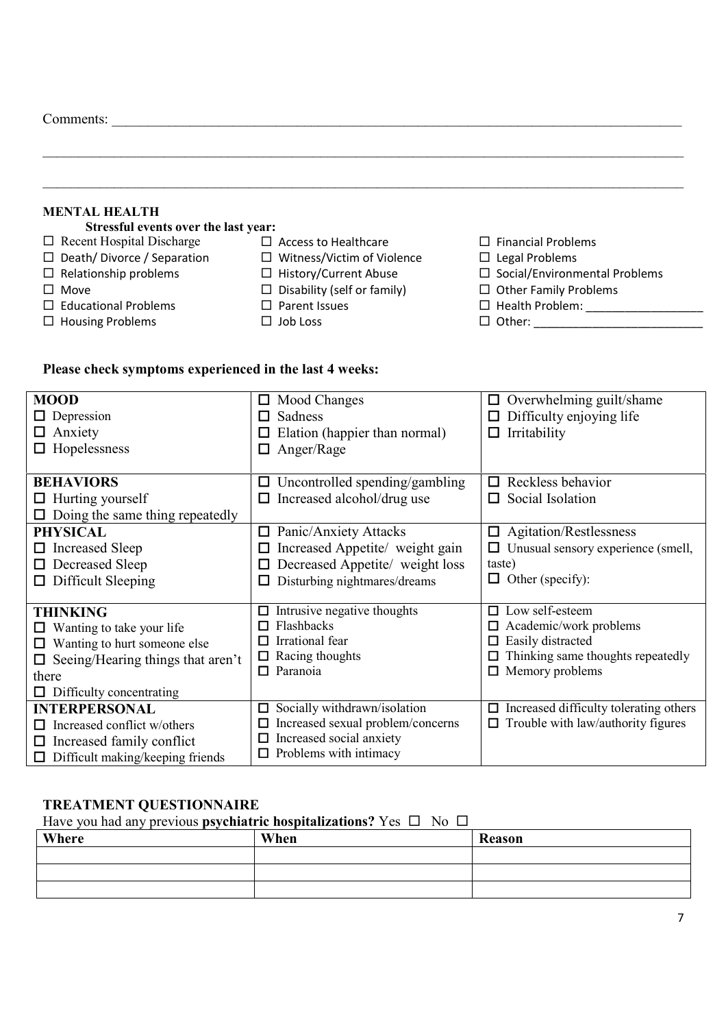Comments: ______________________________________________________________________________

______________________________________________________________________________

______________________________________________________________________________

**MENTAL HEALTH**

**Stressful events over the last year:**

- ☐ Recent Hospital Discharge
- ☐ Death/ Divorce / Separation
- ☐ Relationship problems
- ☐ Move
- ☐ Educational Problems
- ☐ Housing Problems
- ☐ Access to Healthcare
- ☐ Witness/Victim of Violence
- ☐ History/Current Abuse
- ☐ Disability (self or family)
- ☐ Parent Issues
- ☐ Job Loss
- ☐ Financial Problems
- ☐ Legal Problems
- ☐ Social/Environmental Problems
- ☐ Other Family Problems
- ☐ Health Problem: ________________
- ☐ Other: ________________________

**Please check symptoms experienced in the last 4 weeks:**

| | | |
|---|---|---|
| **MOOD**<br>☐ Depression<br>☐ Anxiety<br>☐ Hopelessness | ☐ Mood Changes<br>☐ Sadness<br>☐ Elation (happier than normal)<br>☐ Anger/Rage | ☐ Overwhelming guilt/shame<br>☐ Difficulty enjoying life<br>☐ Irritability |
| **BEHAVIORS**<br>☐ Hurting yourself<br>☐ Doing the same thing repeatedly | ☐ Uncontrolled spending/gambling<br>☐ Increased alcohol/drug use | ☐ Reckless behavior<br>☐ Social Isolation |
| **PHYSICAL**<br>☐ Increased Sleep<br>☐ Decreased Sleep<br>☐ Difficult Sleeping | ☐ Panic/Anxiety Attacks<br>☐ Increased Appetite/ weight gain<br>☐ Decreased Appetite/ weight loss<br>☐ Disturbing nightmares/dreams | ☐ Agitation/Restlessness<br>☐ Unusual sensory experience (smell, taste)<br>☐ Other (specify): |
| **THINKING**<br>☐ Wanting to take your life<br>☐ Wanting to hurt someone else<br>☐ Seeing/Hearing things that aren't there<br>☐ Difficulty concentrating | ☐ Intrusive negative thoughts<br>☐ Flashbacks<br>☐ Irrational fear<br>☐ Racing thoughts<br>☐ Paranoia | ☐ Low self-esteem<br>☐ Academic/work problems<br>☐ Easily distracted<br>☐ Thinking same thoughts repeatedly<br>☐ Memory problems |
| **INTERPERSONAL**<br>☐ Increased conflict w/others<br>☐ Increased family conflict<br>☐ Difficult making/keeping friends | ☐ Socially withdrawn/isolation<br>☐ Increased sexual problem/concerns<br>☐ Increased social anxiety<br>☐ Problems with intimacy | ☐ Increased difficulty tolerating others<br>☐ Trouble with law/authority figures |

**TREATMENT QUESTIONNAIRE**

Have you had any previous **psychiatric hospitalizations?** Yes ☐ No ☐

| Where | When | Reason |
|---|---|---|
| | | |
| | | |
| | | |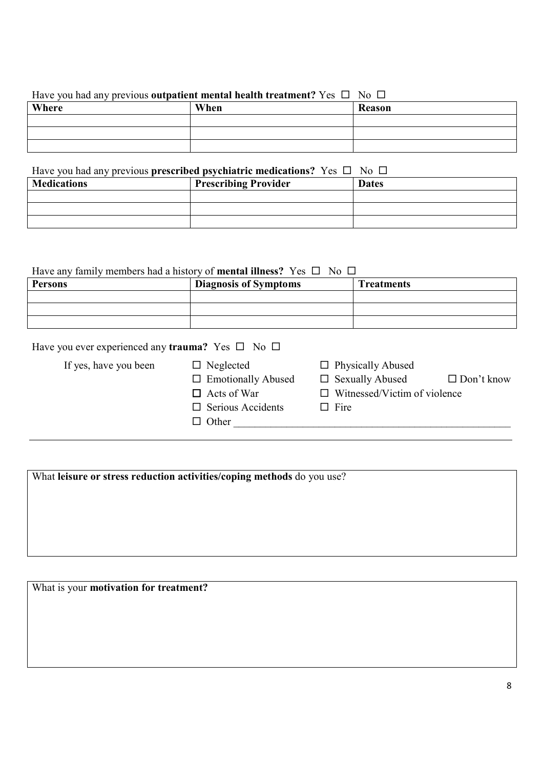Have you had any previous **outpatient mental health treatment?** Yes ☐ No ☐

| Where | When | Reason |
|---|---|---|
| | | |
| | | |
| | | |

Have you had any previous **prescribed psychiatric medications?** Yes ☐ No ☐

| Medications | Prescribing Provider | Dates |
|---|---|---|
| | | |
| | | |
| | | |

Have any family members had a history of **mental illness?** Yes ☐ No ☐

| Persons | Diagnosis of Symptoms | Treatments |
|---|---|---|
| | | |
| | | |
| | | |

Have you ever experienced any **trauma?** Yes ☐ No ☐

If yes, have you been

- ☐ Neglected
- ☐ Physically Abused
- ☐ Emotionally Abused
- ☐ Sexually Abused
- ☐ Don't know
- ☐ Acts of War
- ☐ Witnessed/Victim of violence
- ☐ Serious Accidents
- ☐ Fire
- ☐ Other ______________________________________________________

______________________________________________________________________________

What **leisure or stress reduction activities/coping methods** do you use?

What is your **motivation for treatment?**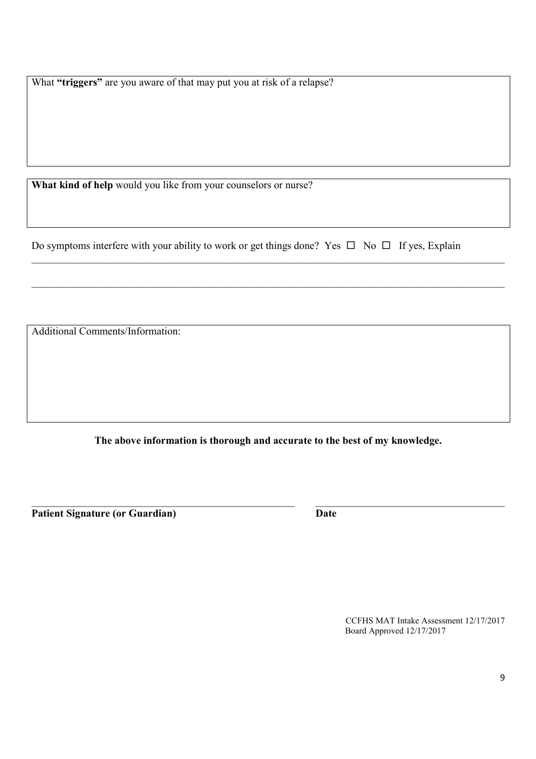What **"triggers"** are you aware of that may put you at risk of a relapse?

**What kind of help** would you like from your counselors or nurse?

Do symptoms interfere with your ability to work or get things done? Yes ☐ No ☐ If yes, Explain

\_\_\_\_\_\_\_\_\_\_\_\_\_\_\_\_\_\_\_\_\_\_\_\_\_\_\_\_\_\_\_\_\_\_\_\_\_\_\_\_\_\_\_\_\_\_\_\_\_\_\_\_\_\_\_\_\_\_\_\_\_\_\_\_\_\_\_\_\_\_\_\_\_\_\_\_\_\_

\_\_\_\_\_\_\_\_\_\_\_\_\_\_\_\_\_\_\_\_\_\_\_\_\_\_\_\_\_\_\_\_\_\_\_\_\_\_\_\_\_\_\_\_\_\_\_\_\_\_\_\_\_\_\_\_\_\_\_\_\_\_\_\_\_\_\_\_\_\_\_\_\_\_\_\_\_\_

Additional Comments/Information:

**The above information is thorough and accurate to the best of my knowledge.**

\_\_\_\_\_\_\_\_\_\_\_\_\_\_\_\_\_\_\_\_\_\_\_\_\_\_\_\_\_\_\_\_\_\_\_\_\_\_\_\_\_\_ \_\_\_\_\_\_\_\_\_\_\_\_\_\_\_\_\_\_\_\_\_\_\_\_\_\_\_\_\_\_\_\_

**Patient Signature (or Guardian)** **Date**

CCFHS MAT Intake Assessment 12/17/2017
Board Approved 12/17/2017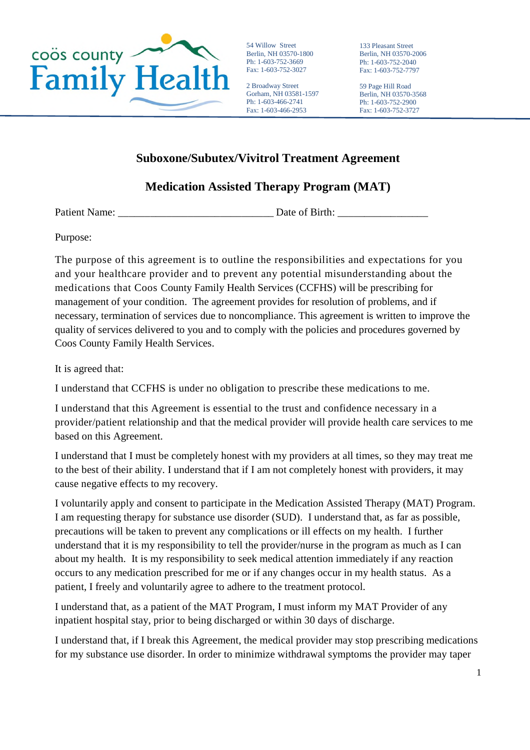coös county Family Health

54 Willow Street
Berlin, NH 03570-1800
Ph: 1-603-752-3669
Fax: 1-603-752-3027

133 Pleasant Street
Berlin, NH 03570-2006
Ph: 1-603-752-2040
Fax: 1-603-752-7797

2 Broadway Street
Gorham, NH 03581-1597
Ph: 1-603-466-2741
Fax: 1-603-466-2953

59 Page Hill Road
Berlin, NH 03570-3568
Ph: 1-603-752-2900
Fax: 1-603-752-3727

## Suboxone/Subutex/Vivitrol Treatment Agreement

## Medication Assisted Therapy Program (MAT)

Patient Name: ______________________________ Date of Birth: _________________

Purpose:

The purpose of this agreement is to outline the responsibilities and expectations for you and your healthcare provider and to prevent any potential misunderstanding about the medications that Coos County Family Health Services (CCFHS) will be prescribing for management of your condition. The agreement provides for resolution of problems, and if necessary, termination of services due to noncompliance. This agreement is written to improve the quality of services delivered to you and to comply with the policies and procedures governed by Coos County Family Health Services.

It is agreed that:

I understand that CCFHS is under no obligation to prescribe these medications to me.

I understand that this Agreement is essential to the trust and confidence necessary in a provider/patient relationship and that the medical provider will provide health care services to me based on this Agreement.

I understand that I must be completely honest with my providers at all times, so they may treat me to the best of their ability. I understand that if I am not completely honest with providers, it may cause negative effects to my recovery.

I voluntarily apply and consent to participate in the Medication Assisted Therapy (MAT) Program. I am requesting therapy for substance use disorder (SUD). I understand that, as far as possible, precautions will be taken to prevent any complications or ill effects on my health. I further understand that it is my responsibility to tell the provider/nurse in the program as much as I can about my health. It is my responsibility to seek medical attention immediately if any reaction occurs to any medication prescribed for me or if any changes occur in my health status. As a patient, I freely and voluntarily agree to adhere to the treatment protocol.

I understand that, as a patient of the MAT Program, I must inform my MAT Provider of any inpatient hospital stay, prior to being discharged or within 30 days of discharge.

I understand that, if I break this Agreement, the medical provider may stop prescribing medications for my substance use disorder. In order to minimize withdrawal symptoms the provider may taper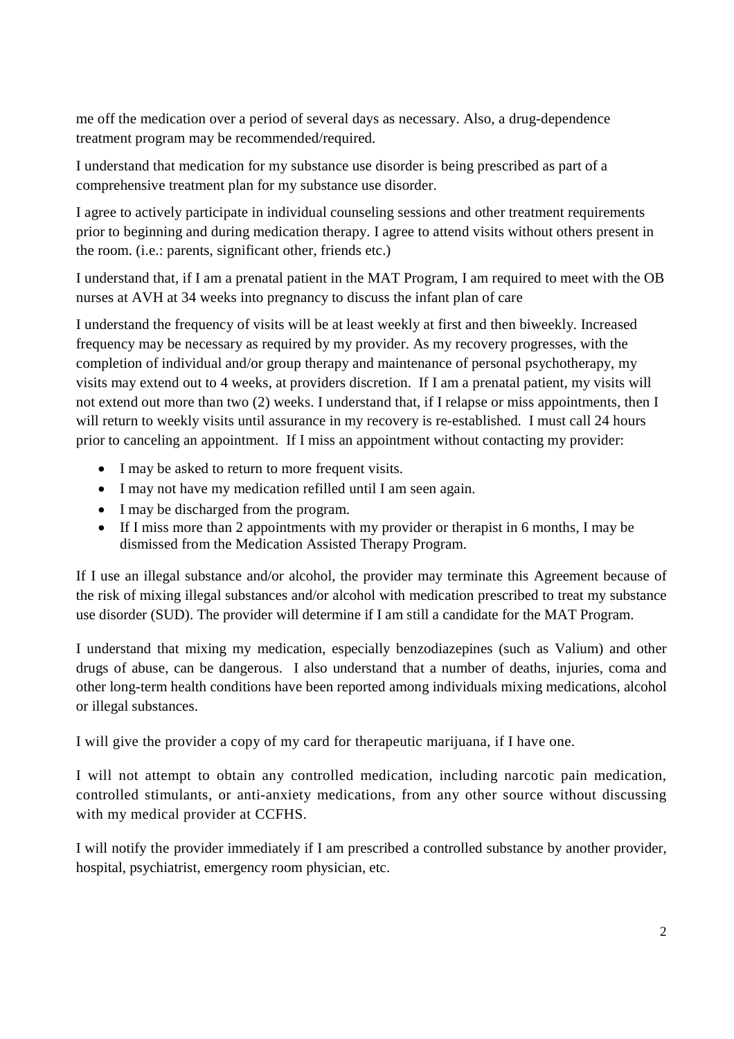me off the medication over a period of several days as necessary. Also, a drug-dependence treatment program may be recommended/required.

I understand that medication for my substance use disorder is being prescribed as part of a comprehensive treatment plan for my substance use disorder.

I agree to actively participate in individual counseling sessions and other treatment requirements prior to beginning and during medication therapy. I agree to attend visits without others present in the room. (i.e.: parents, significant other, friends etc.)

I understand that, if I am a prenatal patient in the MAT Program, I am required to meet with the OB nurses at AVH at 34 weeks into pregnancy to discuss the infant plan of care

I understand the frequency of visits will be at least weekly at first and then biweekly. Increased frequency may be necessary as required by my provider. As my recovery progresses, with the completion of individual and/or group therapy and maintenance of personal psychotherapy, my visits may extend out to 4 weeks, at providers discretion. If I am a prenatal patient, my visits will not extend out more than two (2) weeks. I understand that, if I relapse or miss appointments, then I will return to weekly visits until assurance in my recovery is re-established. I must call 24 hours prior to canceling an appointment. If I miss an appointment without contacting my provider:

- I may be asked to return to more frequent visits.
- I may not have my medication refilled until I am seen again.
- I may be discharged from the program.
- If I miss more than 2 appointments with my provider or therapist in 6 months, I may be dismissed from the Medication Assisted Therapy Program.

If I use an illegal substance and/or alcohol, the provider may terminate this Agreement because of the risk of mixing illegal substances and/or alcohol with medication prescribed to treat my substance use disorder (SUD). The provider will determine if I am still a candidate for the MAT Program.

I understand that mixing my medication, especially benzodiazepines (such as Valium) and other drugs of abuse, can be dangerous. I also understand that a number of deaths, injuries, coma and other long-term health conditions have been reported among individuals mixing medications, alcohol or illegal substances.

I will give the provider a copy of my card for therapeutic marijuana, if I have one.

I will not attempt to obtain any controlled medication, including narcotic pain medication, controlled stimulants, or anti-anxiety medications, from any other source without discussing with my medical provider at CCFHS.

I will notify the provider immediately if I am prescribed a controlled substance by another provider, hospital, psychiatrist, emergency room physician, etc.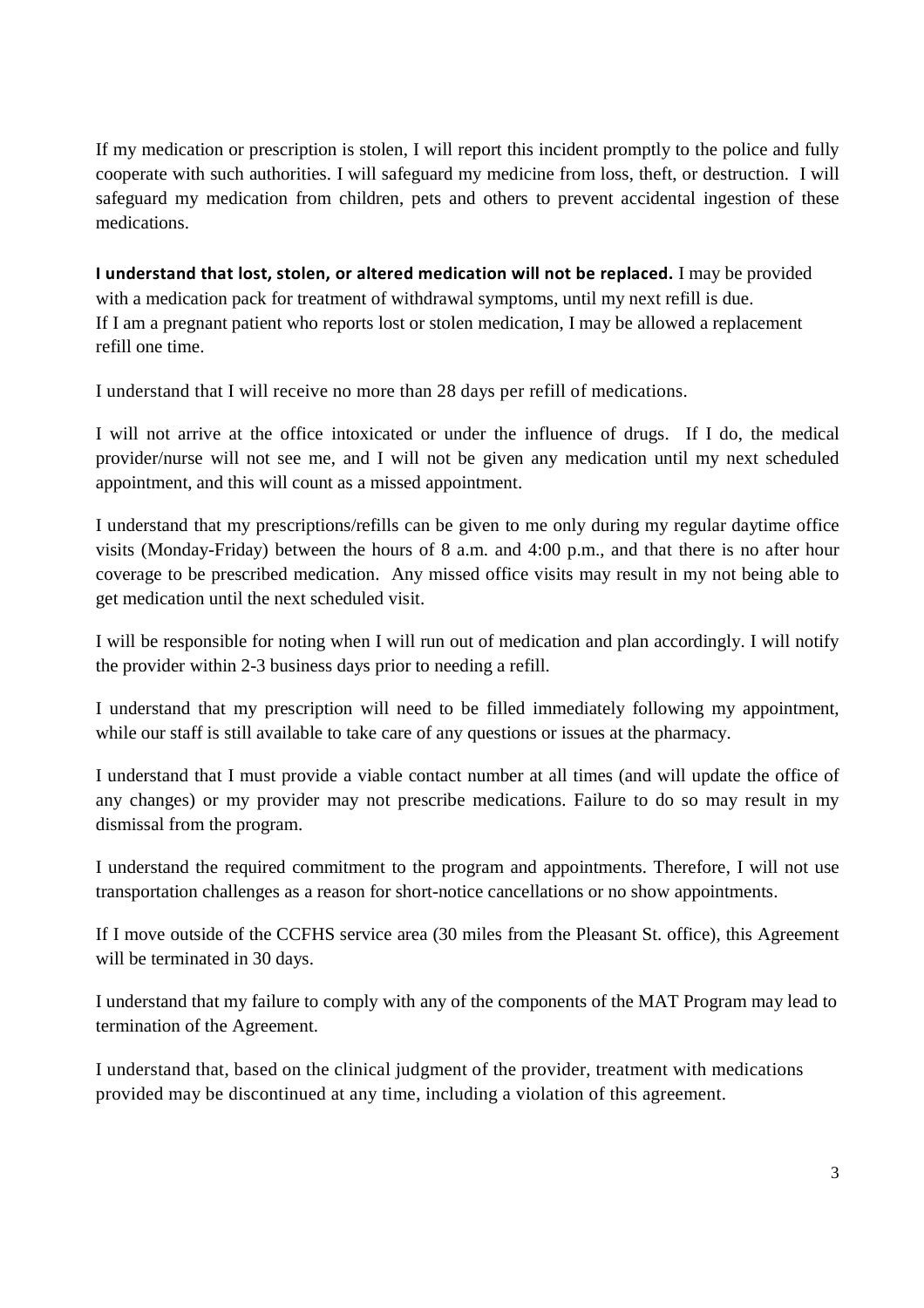If my medication or prescription is stolen, I will report this incident promptly to the police and fully cooperate with such authorities. I will safeguard my medicine from loss, theft, or destruction. I will safeguard my medication from children, pets and others to prevent accidental ingestion of these medications.

**I understand that lost, stolen, or altered medication will not be replaced.** I may be provided with a medication pack for treatment of withdrawal symptoms, until my next refill is due. If I am a pregnant patient who reports lost or stolen medication, I may be allowed a replacement refill one time.

I understand that I will receive no more than 28 days per refill of medications.

I will not arrive at the office intoxicated or under the influence of drugs. If I do, the medical provider/nurse will not see me, and I will not be given any medication until my next scheduled appointment, and this will count as a missed appointment.

I understand that my prescriptions/refills can be given to me only during my regular daytime office visits (Monday-Friday) between the hours of 8 a.m. and 4:00 p.m., and that there is no after hour coverage to be prescribed medication. Any missed office visits may result in my not being able to get medication until the next scheduled visit.

I will be responsible for noting when I will run out of medication and plan accordingly. I will notify the provider within 2-3 business days prior to needing a refill.

I understand that my prescription will need to be filled immediately following my appointment, while our staff is still available to take care of any questions or issues at the pharmacy.

I understand that I must provide a viable contact number at all times (and will update the office of any changes) or my provider may not prescribe medications. Failure to do so may result in my dismissal from the program.

I understand the required commitment to the program and appointments. Therefore, I will not use transportation challenges as a reason for short-notice cancellations or no show appointments.

If I move outside of the CCFHS service area (30 miles from the Pleasant St. office), this Agreement will be terminated in 30 days.

I understand that my failure to comply with any of the components of the MAT Program may lead to termination of the Agreement.

I understand that, based on the clinical judgment of the provider, treatment with medications provided may be discontinued at any time, including a violation of this agreement.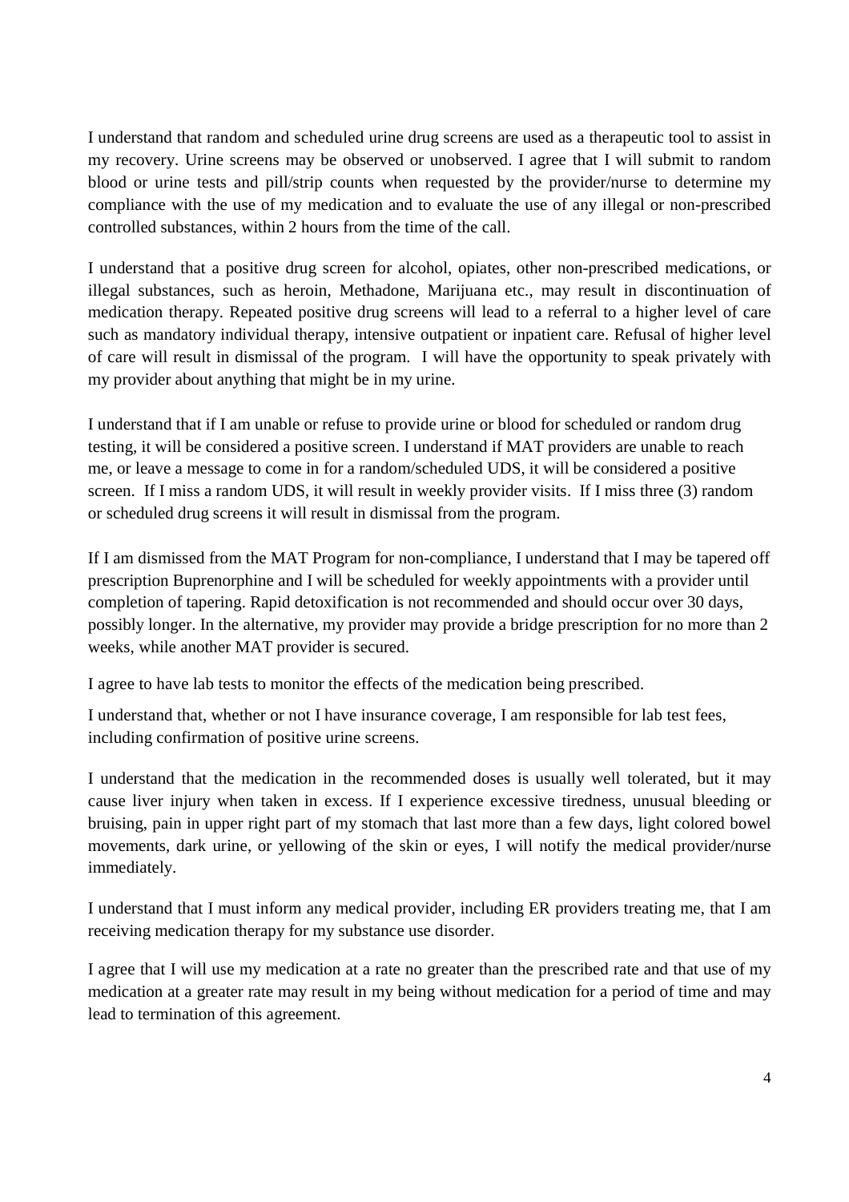I understand that random and scheduled urine drug screens are used as a therapeutic tool to assist in my recovery. Urine screens may be observed or unobserved. I agree that I will submit to random blood or urine tests and pill/strip counts when requested by the provider/nurse to determine my compliance with the use of my medication and to evaluate the use of any illegal or non-prescribed controlled substances, within 2 hours from the time of the call.

I understand that a positive drug screen for alcohol, opiates, other non-prescribed medications, or illegal substances, such as heroin, Methadone, Marijuana etc., may result in discontinuation of medication therapy. Repeated positive drug screens will lead to a referral to a higher level of care such as mandatory individual therapy, intensive outpatient or inpatient care. Refusal of higher level of care will result in dismissal of the program. I will have the opportunity to speak privately with my provider about anything that might be in my urine.

I understand that if I am unable or refuse to provide urine or blood for scheduled or random drug testing, it will be considered a positive screen. I understand if MAT providers are unable to reach me, or leave a message to come in for a random/scheduled UDS, it will be considered a positive screen. If I miss a random UDS, it will result in weekly provider visits. If I miss three (3) random or scheduled drug screens it will result in dismissal from the program.

If I am dismissed from the MAT Program for non-compliance, I understand that I may be tapered off prescription Buprenorphine and I will be scheduled for weekly appointments with a provider until completion of tapering. Rapid detoxification is not recommended and should occur over 30 days, possibly longer. In the alternative, my provider may provide a bridge prescription for no more than 2 weeks, while another MAT provider is secured.

I agree to have lab tests to monitor the effects of the medication being prescribed.

I understand that, whether or not I have insurance coverage, I am responsible for lab test fees, including confirmation of positive urine screens.

I understand that the medication in the recommended doses is usually well tolerated, but it may cause liver injury when taken in excess. If I experience excessive tiredness, unusual bleeding or bruising, pain in upper right part of my stomach that last more than a few days, light colored bowel movements, dark urine, or yellowing of the skin or eyes, I will notify the medical provider/nurse immediately.

I understand that I must inform any medical provider, including ER providers treating me, that I am receiving medication therapy for my substance use disorder.

I agree that I will use my medication at a rate no greater than the prescribed rate and that use of my medication at a greater rate may result in my being without medication for a period of time and may lead to termination of this agreement.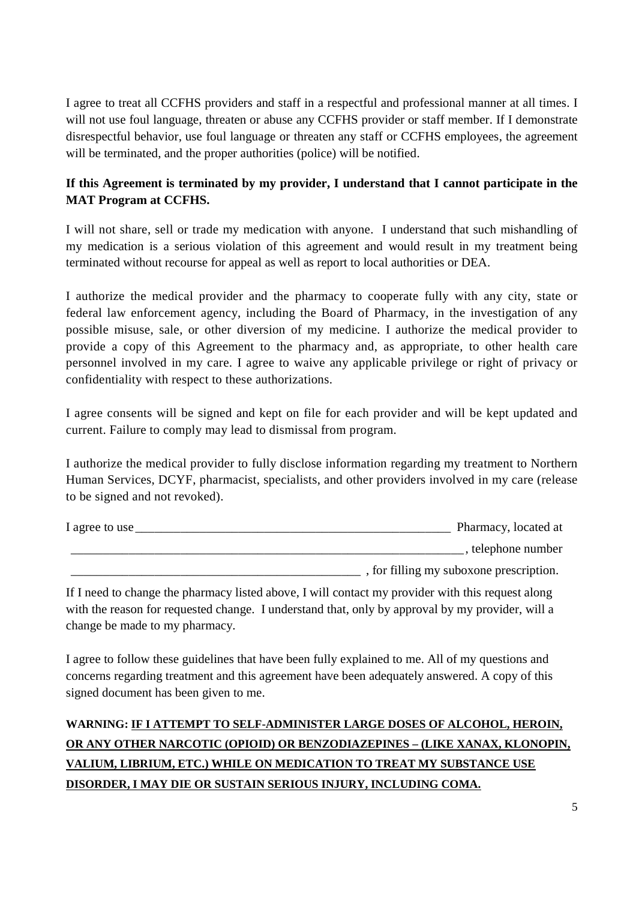I agree to treat all CCFHS providers and staff in a respectful and professional manner at all times. I will not use foul language, threaten or abuse any CCFHS provider or staff member. If I demonstrate disrespectful behavior, use foul language or threaten any staff or CCFHS employees, the agreement will be terminated, and the proper authorities (police) will be notified.

**If this Agreement is terminated by my provider, I understand that I cannot participate in the MAT Program at CCFHS.**

I will not share, sell or trade my medication with anyone. I understand that such mishandling of my medication is a serious violation of this agreement and would result in my treatment being terminated without recourse for appeal as well as report to local authorities or DEA.

I authorize the medical provider and the pharmacy to cooperate fully with any city, state or federal law enforcement agency, including the Board of Pharmacy, in the investigation of any possible misuse, sale, or other diversion of my medicine. I authorize the medical provider to provide a copy of this Agreement to the pharmacy and, as appropriate, to other health care personnel involved in my care. I agree to waive any applicable privilege or right of privacy or confidentiality with respect to these authorizations.

I agree consents will be signed and kept on file for each provider and will be kept updated and current. Failure to comply may lead to dismissal from program.

I authorize the medical provider to fully disclose information regarding my treatment to Northern Human Services, DCYF, pharmacist, specialists, and other providers involved in my care (release to be signed and not revoked).

I agree to use ____________________________________________________ Pharmacy, located at

_________________________________________________________________, telephone number

_______________________________________________ , for filling my suboxone prescription.

If I need to change the pharmacy listed above, I will contact my provider with this request along with the reason for requested change. I understand that, only by approval by my provider, will a change be made to my pharmacy.

I agree to follow these guidelines that have been fully explained to me. All of my questions and concerns regarding treatment and this agreement have been adequately answered. A copy of this signed document has been given to me.

**WARNING: <u>IF I ATTEMPT TO SELF-ADMINISTER LARGE DOSES OF ALCOHOL, HEROIN, OR ANY OTHER NARCOTIC (OPIOID) OR BENZODIAZEPINES – (LIKE XANAX, KLONOPIN, VALIUM, LIBRIUM, ETC.) WHILE ON MEDICATION TO TREAT MY SUBSTANCE USE DISORDER, I MAY DIE OR SUSTAIN SERIOUS INJURY, INCLUDING COMA.</u>**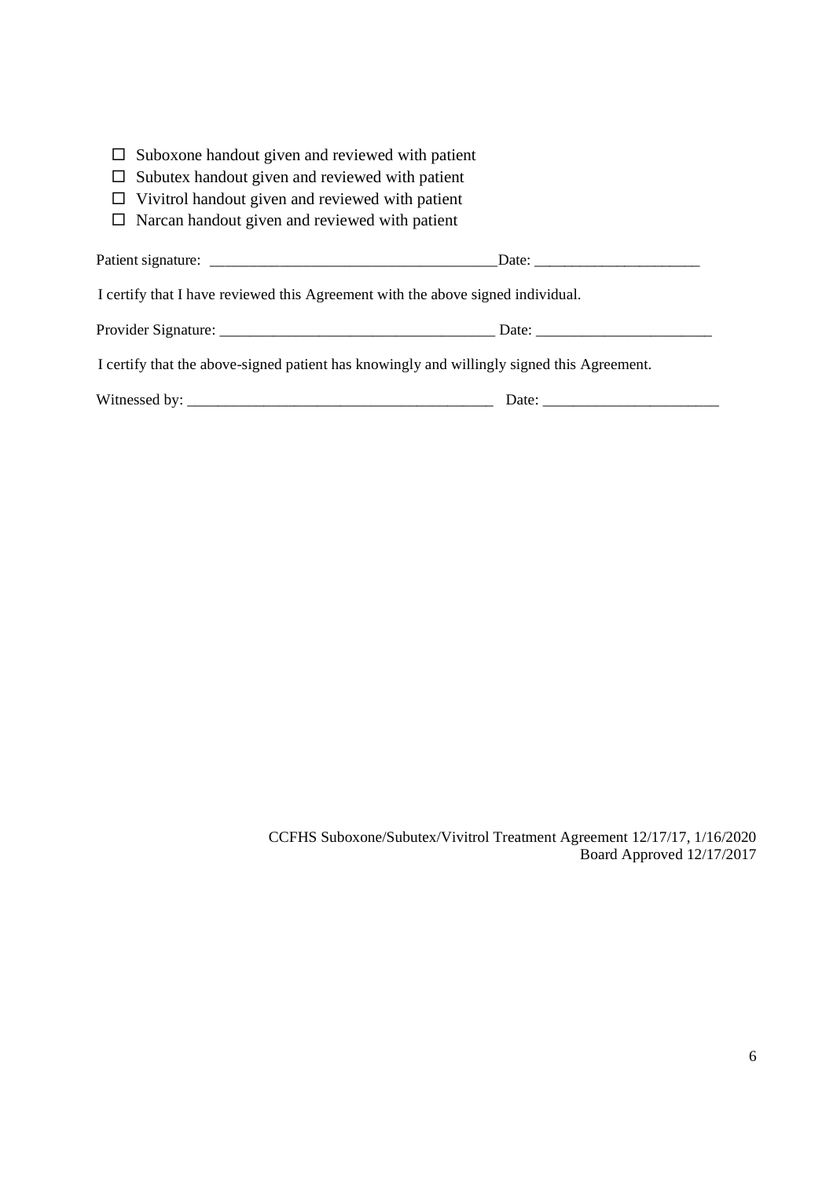- ☐ Suboxone handout given and reviewed with patient
- ☐ Subutex handout given and reviewed with patient
- ☐ Vivitrol handout given and reviewed with patient
- ☐ Narcan handout given and reviewed with patient

Patient signature: _____________________________________Date: ______________________

I certify that I have reviewed this Agreement with the above signed individual.

Provider Signature: ____________________________________ Date: _______________________

I certify that the above-signed patient has knowingly and willingly signed this Agreement.

Witnessed by: ________________________________________ Date: _______________________

CCFHS Suboxone/Subutex/Vivitrol Treatment Agreement 12/17/17, 1/16/2020
Board Approved 12/17/2017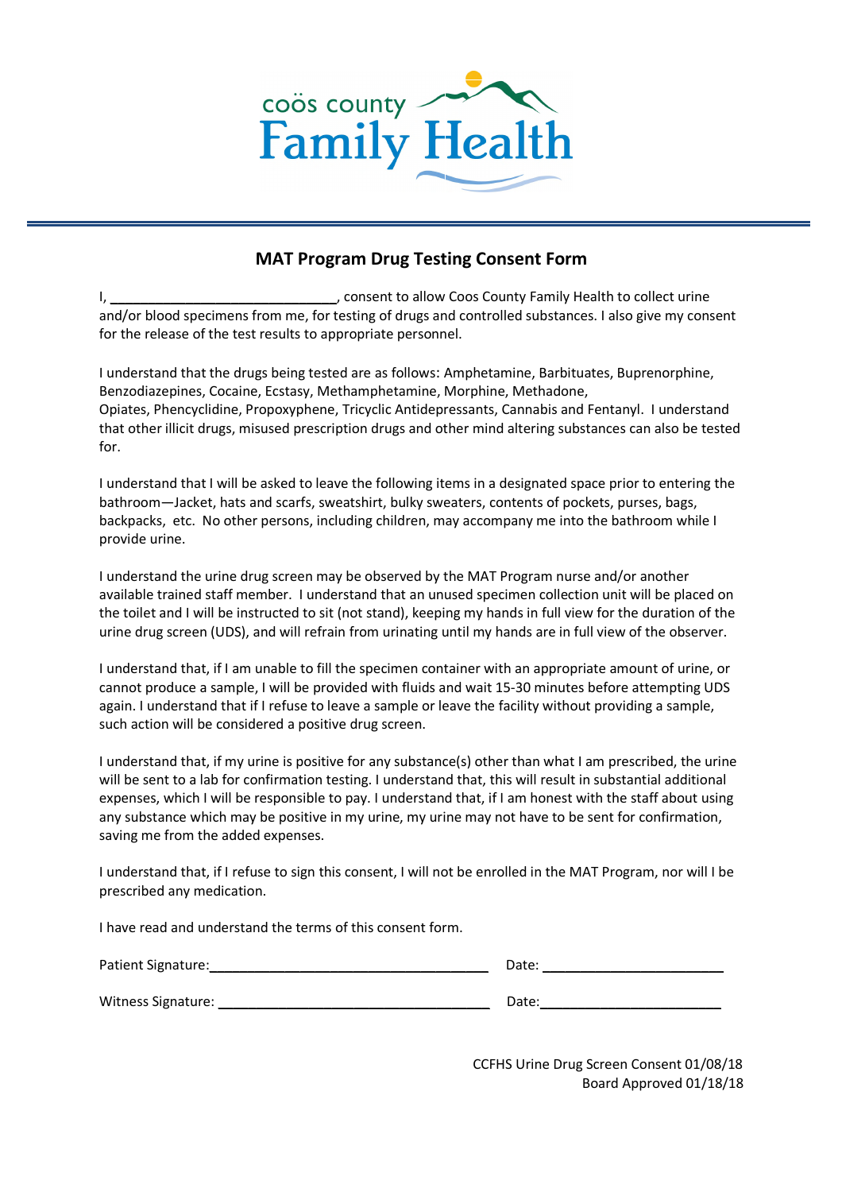coös county Family Health

## MAT Program Drug Testing Consent Form

I, ______________________________, consent to allow Coos County Family Health to collect urine and/or blood specimens from me, for testing of drugs and controlled substances. I also give my consent for the release of the test results to appropriate personnel.

I understand that the drugs being tested are as follows: Amphetamine, Barbituates, Buprenorphine, Benzodiazepines, Cocaine, Ecstasy, Methamphetamine, Morphine, Methadone, Opiates, Phencyclidine, Propoxyphene, Tricyclic Antidepressants, Cannabis and Fentanyl. I understand that other illicit drugs, misused prescription drugs and other mind altering substances can also be tested for.

I understand that I will be asked to leave the following items in a designated space prior to entering the bathroom—Jacket, hats and scarfs, sweatshirt, bulky sweaters, contents of pockets, purses, bags, backpacks, etc. No other persons, including children, may accompany me into the bathroom while I provide urine.

I understand the urine drug screen may be observed by the MAT Program nurse and/or another available trained staff member. I understand that an unused specimen collection unit will be placed on the toilet and I will be instructed to sit (not stand), keeping my hands in full view for the duration of the urine drug screen (UDS), and will refrain from urinating until my hands are in full view of the observer.

I understand that, if I am unable to fill the specimen container with an appropriate amount of urine, or cannot produce a sample, I will be provided with fluids and wait 15-30 minutes before attempting UDS again. I understand that if I refuse to leave a sample or leave the facility without providing a sample, such action will be considered a positive drug screen.

I understand that, if my urine is positive for any substance(s) other than what I am prescribed, the urine will be sent to a lab for confirmation testing. I understand that, this will result in substantial additional expenses, which I will be responsible to pay. I understand that, if I am honest with the staff about using any substance which may be positive in my urine, my urine may not have to be sent for confirmation, saving me from the added expenses.

I understand that, if I refuse to sign this consent, I will not be enrolled in the MAT Program, nor will I be prescribed any medication.

I have read and understand the terms of this consent form.

Patient Signature: ____________________________________ Date: ________________________

Witness Signature: ____________________________________ Date: ________________________

CCFHS Urine Drug Screen Consent 01/08/18
Board Approved 01/18/18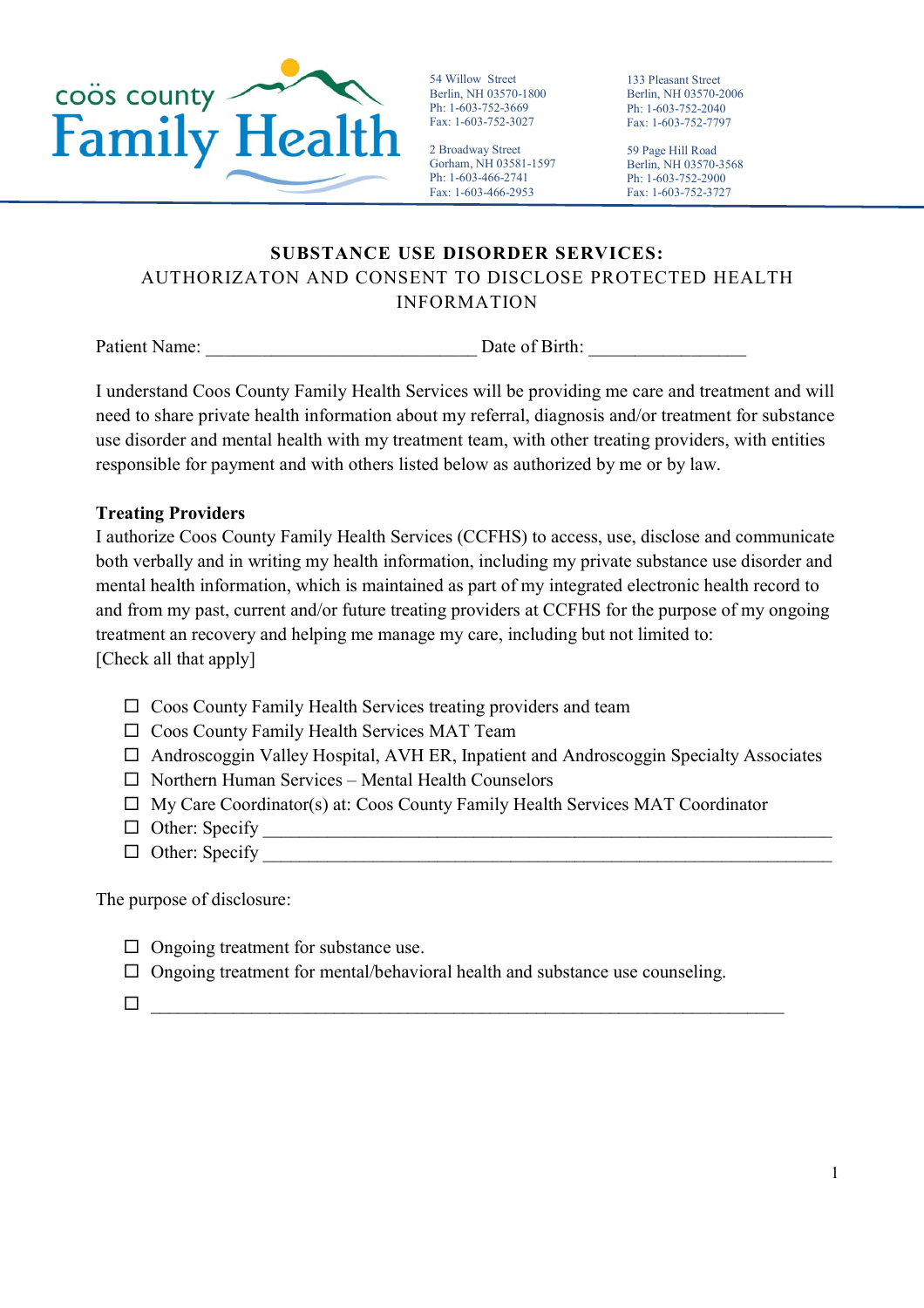coös county **Family Health**

54 Willow Street
Berlin, NH 03570-1800
Ph: 1-603-752-3669
Fax: 1-603-752-3027

2 Broadway Street
Gorham, NH 03581-1597
Ph: 1-603-466-2741
Fax: 1-603-466-2953

133 Pleasant Street
Berlin, NH 03570-2006
Ph: 1-603-752-2040
Fax: 1-603-752-7797

59 Page Hill Road
Berlin, NH 03570-3568
Ph: 1-603-752-2900
Fax: 1-603-752-3727

## SUBSTANCE USE DISORDER SERVICES:
## AUTHORIZATON AND CONSENT TO DISCLOSE PROTECTED HEALTH INFORMATION

Patient Name: ______________________________ Date of Birth: _________________

I understand Coos County Family Health Services will be providing me care and treatment and will need to share private health information about my referral, diagnosis and/or treatment for substance use disorder and mental health with my treatment team, with other treating providers, with entities responsible for payment and with others listed below as authorized by me or by law.

**Treating Providers**
I authorize Coos County Family Health Services (CCFHS) to access, use, disclose and communicate both verbally and in writing my health information, including my private substance use disorder and mental health information, which is maintained as part of my integrated electronic health record to and from my past, current and/or future treating providers at CCFHS for the purpose of my ongoing treatment an recovery and helping me manage my care, including but not limited to:
[Check all that apply]

- ☐ Coos County Family Health Services treating providers and team
- ☐ Coos County Family Health Services MAT Team
- ☐ Androscoggin Valley Hospital, AVH ER, Inpatient and Androscoggin Specialty Associates
- ☐ Northern Human Services – Mental Health Counselors
- ☐ My Care Coordinator(s) at: Coos County Family Health Services MAT Coordinator
- ☐ Other: Specify _______________________________________________________________
- ☐ Other: Specify _______________________________________________________________

The purpose of disclosure:

- ☐ Ongoing treatment for substance use.
- ☐ Ongoing treatment for mental/behavioral health and substance use counseling.
- ☐ _______________________________________________________________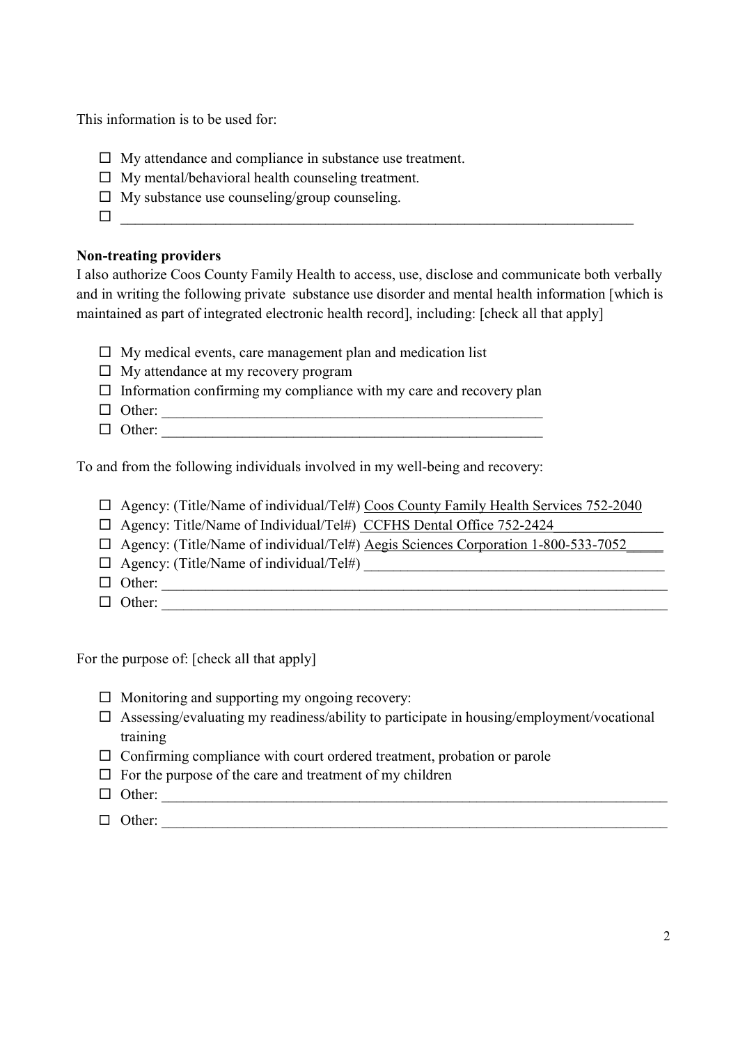This information is to be used for:

- ☐ My attendance and compliance in substance use treatment.
- ☐ My mental/behavioral health counseling treatment.
- ☐ My substance use counseling/group counseling.
- ☐ ___________________________________________________________________________

**Non-treating providers**

I also authorize Coos County Family Health to access, use, disclose and communicate both verbally and in writing the following private substance use disorder and mental health information [which is maintained as part of integrated electronic health record], including: [check all that apply]

- ☐ My medical events, care management plan and medication list
- ☐ My attendance at my recovery program
- ☐ Information confirming my compliance with my care and recovery plan
- ☐ Other: _______________________________________________________
- ☐ Other: _______________________________________________________

To and from the following individuals involved in my well-being and recovery:

- ☐ Agency: (Title/Name of individual/Tel#) Coos County Family Health Services 752-2040
- ☐ Agency: Title/Name of Individual/Tel#) CCFHS Dental Office 752-2424_______________
- ☐ Agency: (Title/Name of individual/Tel#) Aegis Sciences Corporation 1-800-533-7052_____
- ☐ Agency: (Title/Name of individual/Tel#) __________________________________________
- ☐ Other: _______________________________________________________________________
- ☐ Other: _______________________________________________________________________

For the purpose of: [check all that apply]

- ☐ Monitoring and supporting my ongoing recovery:
- ☐ Assessing/evaluating my readiness/ability to participate in housing/employment/vocational training
- ☐ Confirming compliance with court ordered treatment, probation or parole
- ☐ For the purpose of the care and treatment of my children
- ☐ Other: _______________________________________________________________________
- ☐ Other: _______________________________________________________________________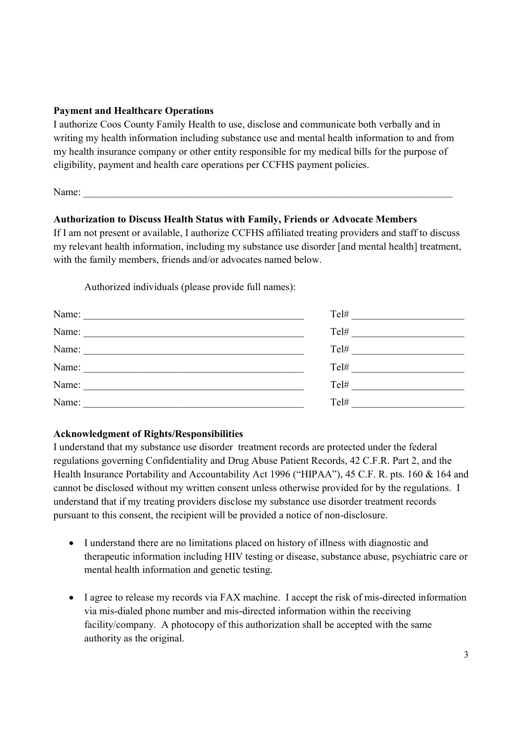**Payment and Healthcare Operations**

I authorize Coos County Family Health to use, disclose and communicate both verbally and in writing my health information including substance use and mental health information to and from my health insurance company or other entity responsible for my medical bills for the purpose of eligibility, payment and health care operations per CCFHS payment policies.

Name: ___________________________________________________________________________

**Authorization to Discuss Health Status with Family, Friends or Advocate Members**

If I am not present or available, I authorize CCFHS affiliated treating providers and staff to discuss my relevant health information, including my substance use disorder [and mental health] treatment, with the family members, friends and/or advocates named below.

Authorized individuals (please provide full names):

Name: ____________________________________________ Tel# ______________________

Name: ____________________________________________ Tel# ______________________

Name: ____________________________________________ Tel# ______________________

Name: ____________________________________________ Tel# ______________________

Name: ____________________________________________ Tel# ______________________

Name: ____________________________________________ Tel# ______________________

**Acknowledgment of Rights/Responsibilities**

I understand that my substance use disorder treatment records are protected under the federal regulations governing Confidentiality and Drug Abuse Patient Records, 42 C.F.R. Part 2, and the Health Insurance Portability and Accountability Act 1996 ("HIPAA"), 45 C.F. R. pts. 160 & 164 and cannot be disclosed without my written consent unless otherwise provided for by the regulations. I understand that if my treating providers disclose my substance use disorder treatment records pursuant to this consent, the recipient will be provided a notice of non-disclosure.

- I understand there are no limitations placed on history of illness with diagnostic and therapeutic information including HIV testing or disease, substance abuse, psychiatric care or mental health information and genetic testing.

- I agree to release my records via FAX machine. I accept the risk of mis-directed information via mis-dialed phone number and mis-directed information within the receiving facility/company. A photocopy of this authorization shall be accepted with the same authority as the original.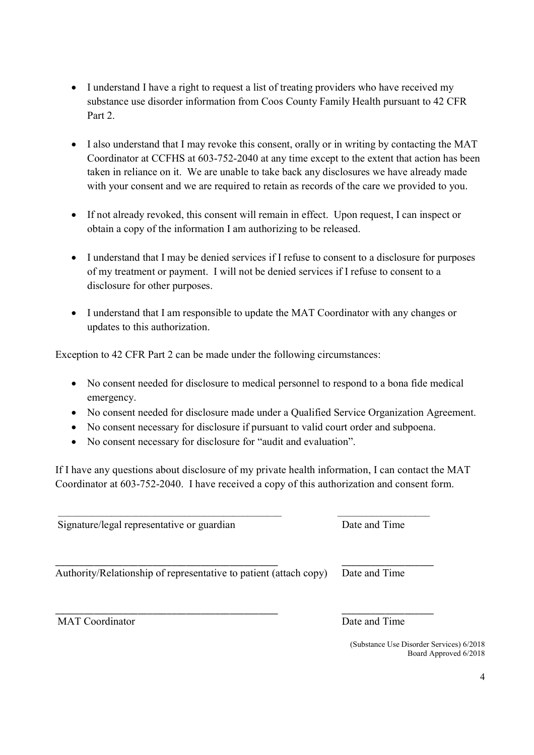- I understand I have a right to request a list of treating providers who have received my substance use disorder information from Coos County Family Health pursuant to 42 CFR Part 2.

- I also understand that I may revoke this consent, orally or in writing by contacting the MAT Coordinator at CCFHS at 603-752-2040 at any time except to the extent that action has been taken in reliance on it. We are unable to take back any disclosures we have already made with your consent and we are required to retain as records of the care we provided to you.

- If not already revoked, this consent will remain in effect. Upon request, I can inspect or obtain a copy of the information I am authorizing to be released.

- I understand that I may be denied services if I refuse to consent to a disclosure for purposes of my treatment or payment. I will not be denied services if I refuse to consent to a disclosure for other purposes.

- I understand that I am responsible to update the MAT Coordinator with any changes or updates to this authorization.

Exception to 42 CFR Part 2 can be made under the following circumstances:

- No consent needed for disclosure to medical personnel to respond to a bona fide medical emergency.
- No consent needed for disclosure made under a Qualified Service Organization Agreement.
- No consent necessary for disclosure if pursuant to valid court order and subpoena.
- No consent necessary for disclosure for "audit and evaluation".

If I have any questions about disclosure of my private health information, I can contact the MAT Coordinator at 603-752-2040. I have received a copy of this authorization and consent form.

\_\_\_\_\_\_\_\_\_\_\_\_\_\_\_\_\_\_\_\_\_\_\_\_\_\_\_\_\_\_\_\_\_\_\_\_\_\_\_\_\_\_ \_\_\_\_\_\_\_\_\_\_\_\_\_\_\_\_\_\_

Signature/legal representative or guardian Date and Time

\_\_\_\_\_\_\_\_\_\_\_\_\_\_\_\_\_\_\_\_\_\_\_\_\_\_\_\_\_\_\_\_\_\_\_\_\_\_\_\_\_\_ \_\_\_\_\_\_\_\_\_\_\_\_\_\_\_\_\_\_

Authority/Relationship of representative to patient (attach copy) Date and Time

\_\_\_\_\_\_\_\_\_\_\_\_\_\_\_\_\_\_\_\_\_\_\_\_\_\_\_\_\_\_\_\_\_\_\_\_\_\_\_\_\_\_ \_\_\_\_\_\_\_\_\_\_\_\_\_\_\_\_\_\_

MAT Coordinator Date and Time

(Substance Use Disorder Services) 6/2018
Board Approved 6/2018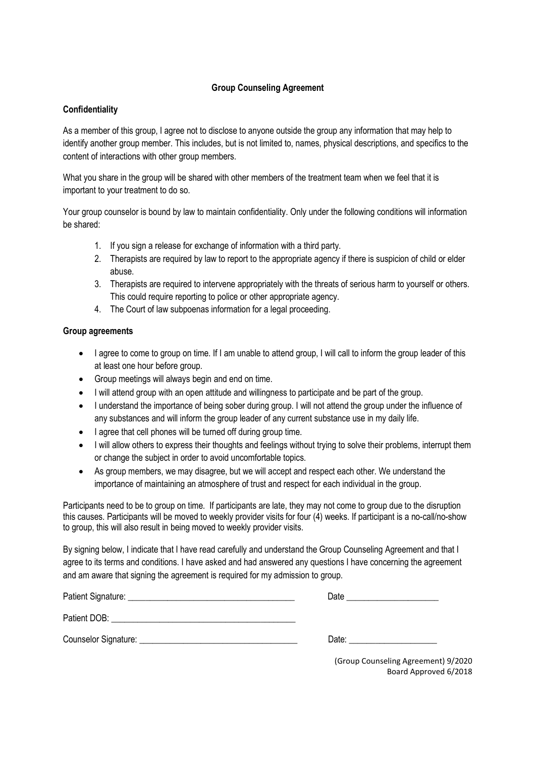**Group Counseling Agreement**

**Confidentiality**

As a member of this group, I agree not to disclose to anyone outside the group any information that may help to identify another group member. This includes, but is not limited to, names, physical descriptions, and specifics to the content of interactions with other group members.

What you share in the group will be shared with other members of the treatment team when we feel that it is important to your treatment to do so.

Your group counselor is bound by law to maintain confidentiality. Only under the following conditions will information be shared:

1. If you sign a release for exchange of information with a third party.
2. Therapists are required by law to report to the appropriate agency if there is suspicion of child or elder abuse.
3. Therapists are required to intervene appropriately with the threats of serious harm to yourself or others. This could require reporting to police or other appropriate agency.
4. The Court of law subpoenas information for a legal proceeding.

**Group agreements**

- I agree to come to group on time. If I am unable to attend group, I will call to inform the group leader of this at least one hour before group.
- Group meetings will always begin and end on time.
- I will attend group with an open attitude and willingness to participate and be part of the group.
- I understand the importance of being sober during group. I will not attend the group under the influence of any substances and will inform the group leader of any current substance use in my daily life.
- I agree that cell phones will be turned off during group time.
- I will allow others to express their thoughts and feelings without trying to solve their problems, interrupt them or change the subject in order to avoid uncomfortable topics.
- As group members, we may disagree, but we will accept and respect each other. We understand the importance of maintaining an atmosphere of trust and respect for each individual in the group.

Participants need to be to group on time. If participants are late, they may not come to group due to the disruption this causes. Participants will be moved to weekly provider visits for four (4) weeks. If participant is a no-call/no-show to group, this will also result in being moved to weekly provider visits.

By signing below, I indicate that I have read carefully and understand the Group Counseling Agreement and that I agree to its terms and conditions. I have asked and had answered any questions I have concerning the agreement and am aware that signing the agreement is required for my admission to group.

Patient Signature: ______________________________________ Date ____________________

Patient DOB: ____________________________________________

Counselor Signature: ____________________________________ Date: ___________________

(Group Counseling Agreement) 9/2020
Board Approved 6/2018